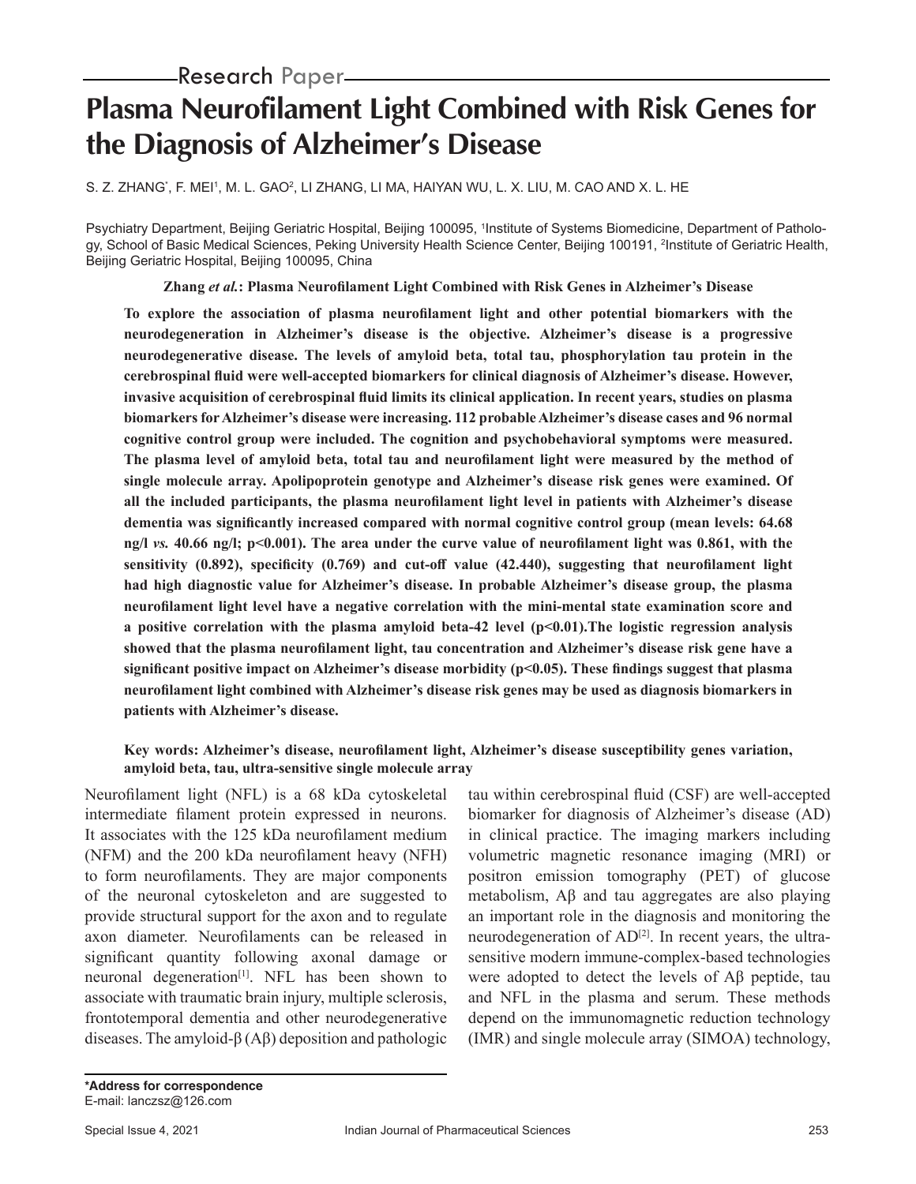Research Paper

# Plasma Neurofilament Light Combined with Risk Genes for the Diagnosis of Alzheimer's Disease

S. Z. ZHANG*, F. MEI[1], M. L. GAO[2], LI ZHANG, LI MA, HAIYAN WU, L. X. LIU, M. CAO AND X. L. HE

Psychiatry Department, Beijing Geriatric Hospital, Beijing 100095, [1]Institute of Systems Biomedicine, Department of Pathology, School of Basic Medical Sciences, Peking University Health Science Center, Beijing 100191, [2]Institute of Geriatric Health, Beijing Geriatric Hospital, Beijing 100095, China

**Zhang *et al.*: Plasma Neurofilament Light Combined with Risk Genes in Alzheimer's Disease**

**To explore the association of plasma neurofilament light and other potential biomarkers with the neurodegeneration in Alzheimer's disease is the objective. Alzheimer's disease is a progressive neurodegenerative disease. The levels of amyloid beta, total tau, phosphorylation tau protein in the cerebrospinal fluid were well-accepted biomarkers for clinical diagnosis of Alzheimer's disease. However, invasive acquisition of cerebrospinal fluid limits its clinical application. In recent years, studies on plasma biomarkers for Alzheimer's disease were increasing. 112 probable Alzheimer's disease cases and 96 normal cognitive control group were included. The cognition and psychobehavioral symptoms were measured. The plasma level of amyloid beta, total tau and neurofilament light were measured by the method of single molecule array. Apolipoprotein genotype and Alzheimer's disease risk genes were examined. Of all the included participants, the plasma neurofilament light level in patients with Alzheimer's disease dementia was significantly increased compared with normal cognitive control group (mean levels: 64.68 ng/l *vs.* 40.66 ng/l; p<0.001). The area under the curve value of neurofilament light was 0.861, with the sensitivity (0.892), specificity (0.769) and cut-off value (42.440), suggesting that neurofilament light had high diagnostic value for Alzheimer's disease. In probable Alzheimer's disease group, the plasma neurofilament light level have a negative correlation with the mini-mental state examination score and a positive correlation with the plasma amyloid beta-42 level (p<0.01).The logistic regression analysis showed that the plasma neurofilament light, tau concentration and Alzheimer's disease risk gene have a significant positive impact on Alzheimer's disease morbidity (p<0.05). These findings suggest that plasma neurofilament light combined with Alzheimer's disease risk genes may be used as diagnosis biomarkers in patients with Alzheimer's disease.**

**Key words: Alzheimer's disease, neurofilament light, Alzheimer's disease susceptibility genes variation, amyloid beta, tau, ultra-sensitive single molecule array**

Neurofilament light (NFL) is a 68 kDa cytoskeletal intermediate filament protein expressed in neurons. It associates with the 125 kDa neurofilament medium (NFM) and the 200 kDa neurofilament heavy (NFH) to form neurofilaments. They are major components of the neuronal cytoskeleton and are suggested to provide structural support for the axon and to regulate axon diameter. Neurofilaments can be released in significant quantity following axonal damage or neuronal degeneration[1]. NFL has been shown to associate with traumatic brain injury, multiple sclerosis, frontotemporal dementia and other neurodegenerative diseases. The amyloid-β (Aβ) deposition and pathologic tau within cerebrospinal fluid (CSF) are well-accepted biomarker for diagnosis of Alzheimer's disease (AD) in clinical practice. The imaging markers including volumetric magnetic resonance imaging (MRI) or positron emission tomography (PET) of glucose metabolism, Aβ and tau aggregates are also playing an important role in the diagnosis and monitoring the neurodegeneration of AD[2]. In recent years, the ultra-sensitive modern immune-complex-based technologies were adopted to detect the levels of Aβ peptide, tau and NFL in the plasma and serum. These methods depend on the immunomagnetic reduction technology (IMR) and single molecule array (SIMOA) technology,

**\*Address for correspondence**
E-mail: lanczsz@126.com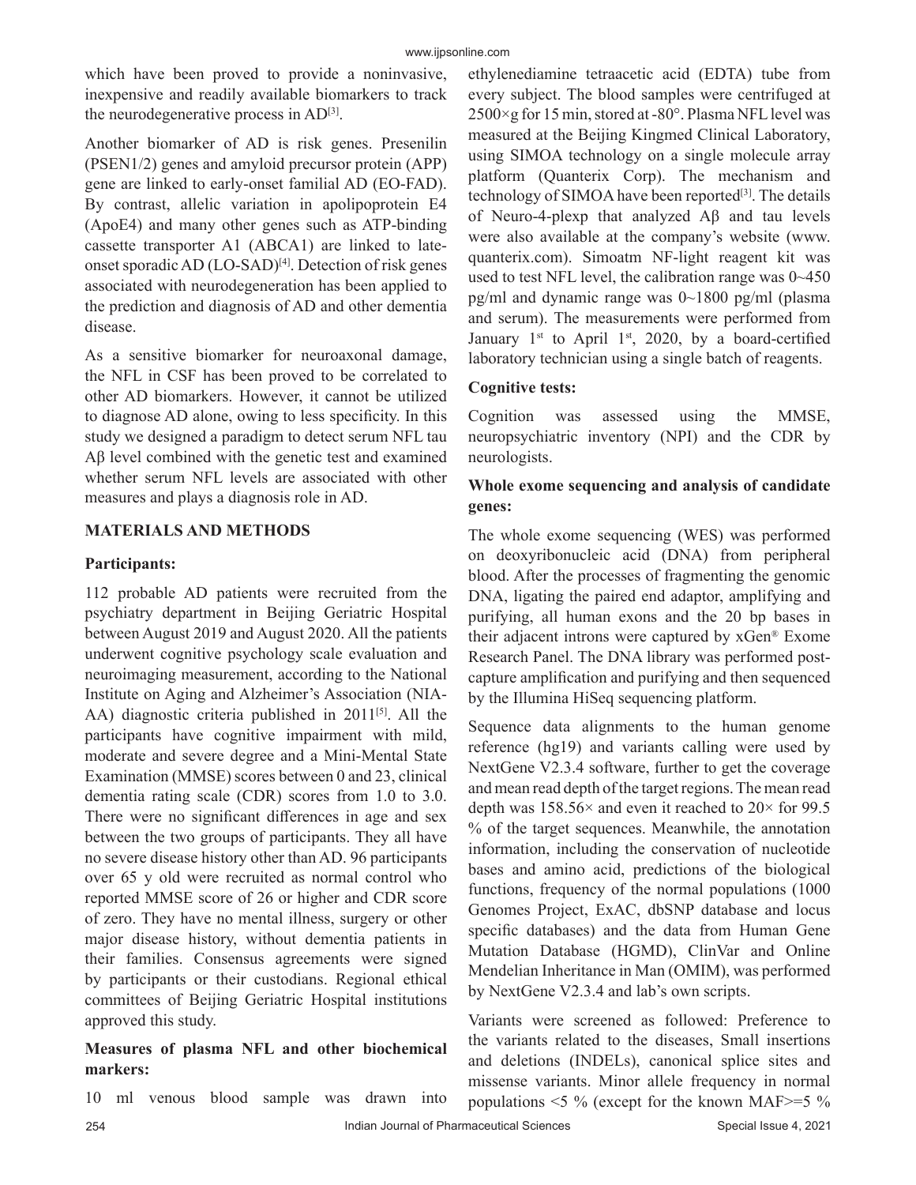which have been proved to provide a noninvasive, inexpensive and readily available biomarkers to track the neurodegenerative process in AD[3].

Another biomarker of AD is risk genes. Presenilin (PSEN1/2) genes and amyloid precursor protein (APP) gene are linked to early-onset familial AD (EO-FAD). By contrast, allelic variation in apolipoprotein E4 (ApoE4) and many other genes such as ATP-binding cassette transporter A1 (ABCA1) are linked to late-onset sporadic AD (LO-SAD)[4]. Detection of risk genes associated with neurodegeneration has been applied to the prediction and diagnosis of AD and other dementia disease.

As a sensitive biomarker for neuroaxonal damage, the NFL in CSF has been proved to be correlated to other AD biomarkers. However, it cannot be utilized to diagnose AD alone, owing to less specificity. In this study we designed a paradigm to detect serum NFL tau Aβ level combined with the genetic test and examined whether serum NFL levels are associated with other measures and plays a diagnosis role in AD.

## MATERIALS AND METHODS

### Participants:

112 probable AD patients were recruited from the psychiatry department in Beijing Geriatric Hospital between August 2019 and August 2020. All the patients underwent cognitive psychology scale evaluation and neuroimaging measurement, according to the National Institute on Aging and Alzheimer's Association (NIA-AA) diagnostic criteria published in 2011[5]. All the participants have cognitive impairment with mild, moderate and severe degree and a Mini-Mental State Examination (MMSE) scores between 0 and 23, clinical dementia rating scale (CDR) scores from 1.0 to 3.0. There were no significant differences in age and sex between the two groups of participants. They all have no severe disease history other than AD. 96 participants over 65 y old were recruited as normal control who reported MMSE score of 26 or higher and CDR score of zero. They have no mental illness, surgery or other major disease history, without dementia patients in their families. Consensus agreements were signed by participants or their custodians. Regional ethical committees of Beijing Geriatric Hospital institutions approved this study.

### Measures of plasma NFL and other biochemical markers:

10 ml venous blood sample was drawn into ethylenediamine tetraacetic acid (EDTA) tube from every subject. The blood samples were centrifuged at 2500×g for 15 min, stored at -80°. Plasma NFL level was measured at the Beijing Kingmed Clinical Laboratory, using SIMOA technology on a single molecule array platform (Quanterix Corp). The mechanism and technology of SIMOA have been reported[3]. The details of Neuro-4-plexp that analyzed Aβ and tau levels were also available at the company's website (www.quanterix.com). Simoatm NF-light reagent kit was used to test NFL level, the calibration range was 0~450 pg/ml and dynamic range was 0~1800 pg/ml (plasma and serum). The measurements were performed from January 1st to April 1st, 2020, by a board-certified laboratory technician using a single batch of reagents.

### Cognitive tests:

Cognition was assessed using the MMSE, neuropsychiatric inventory (NPI) and the CDR by neurologists.

### Whole exome sequencing and analysis of candidate genes:

The whole exome sequencing (WES) was performed on deoxyribonucleic acid (DNA) from peripheral blood. After the processes of fragmenting the genomic DNA, ligating the paired end adaptor, amplifying and purifying, all human exons and the 20 bp bases in their adjacent introns were captured by xGen® Exome Research Panel. The DNA library was performed post-capture amplification and purifying and then sequenced by the Illumina HiSeq sequencing platform.

Sequence data alignments to the human genome reference (hg19) and variants calling were used by NextGene V2.3.4 software, further to get the coverage and mean read depth of the target regions. The mean read depth was 158.56× and even it reached to 20× for 99.5 % of the target sequences. Meanwhile, the annotation information, including the conservation of nucleotide bases and amino acid, predictions of the biological functions, frequency of the normal populations (1000 Genomes Project, ExAC, dbSNP database and locus specific databases) and the data from Human Gene Mutation Database (HGMD), ClinVar and Online Mendelian Inheritance in Man (OMIM), was performed by NextGene V2.3.4 and lab's own scripts.

Variants were screened as followed: Preference to the variants related to the diseases, Small insertions and deletions (INDELs), canonical splice sites and missense variants. Minor allele frequency in normal populations <5 % (except for the known MAF>=5 %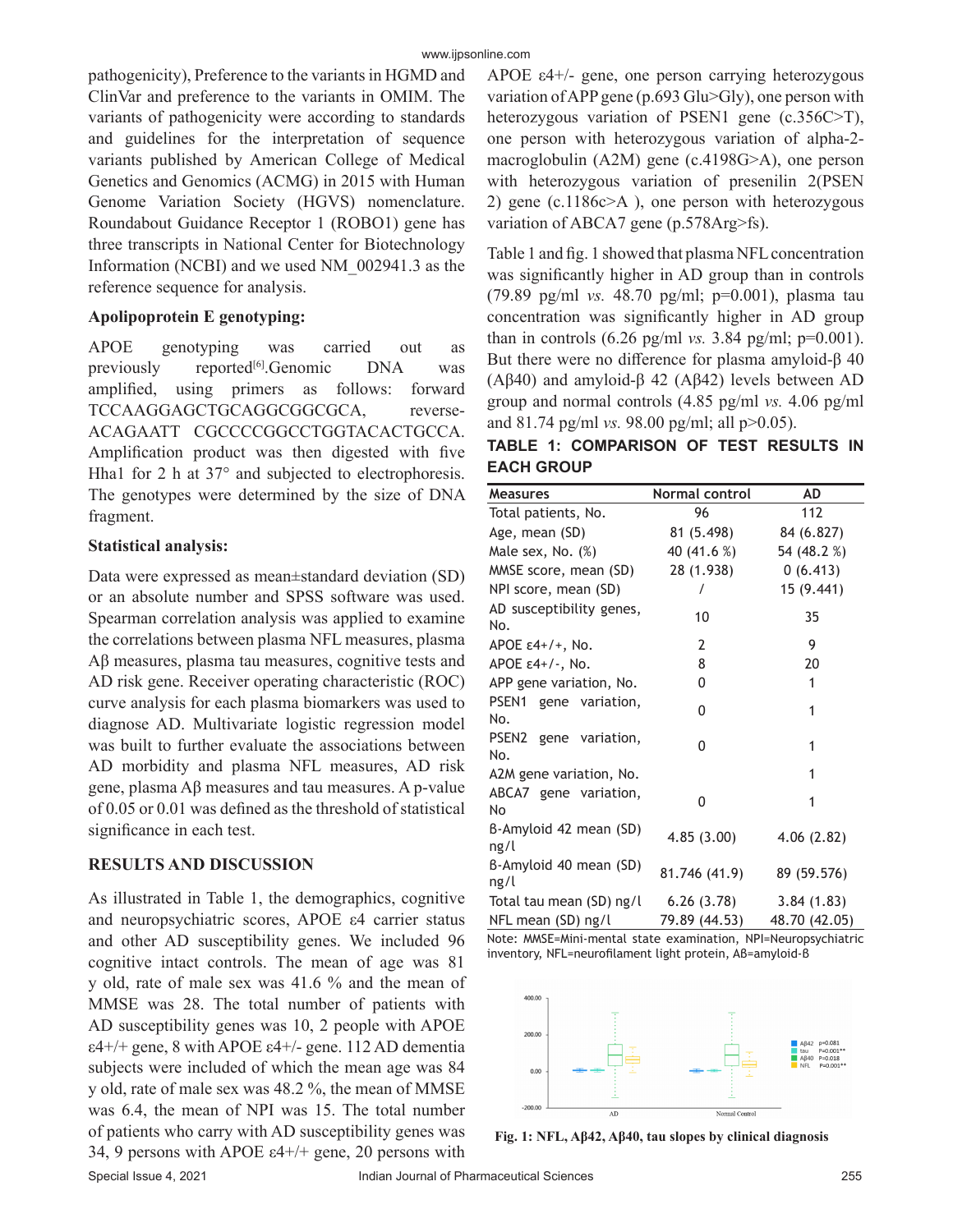pathogenicity), Preference to the variants in HGMD and ClinVar and preference to the variants in OMIM. The variants of pathogenicity were according to standards and guidelines for the interpretation of sequence variants published by American College of Medical Genetics and Genomics (ACMG) in 2015 with Human Genome Variation Society (HGVS) nomenclature. Roundabout Guidance Receptor 1 (ROBO1) gene has three transcripts in National Center for Biotechnology Information (NCBI) and we used NM_002941.3 as the reference sequence for analysis.

### Apolipoprotein E genotyping:

APOE genotyping was carried out as previously reported[6].Genomic DNA was amplified, using primers as follows: forward TCCAAGGAGCTGCAGGCGGCGCA, reverse-ACAGAATT CGCCCCGGCCTGGTACACTGCCA. Amplification product was then digested with five Hha1 for 2 h at 37° and subjected to electrophoresis. The genotypes were determined by the size of DNA fragment.

### Statistical analysis:

Data were expressed as mean±standard deviation (SD) or an absolute number and SPSS software was used. Spearman correlation analysis was applied to examine the correlations between plasma NFL measures, plasma Aβ measures, plasma tau measures, cognitive tests and AD risk gene. Receiver operating characteristic (ROC) curve analysis for each plasma biomarkers was used to diagnose AD. Multivariate logistic regression model was built to further evaluate the associations between AD morbidity and plasma NFL measures, AD risk gene, plasma Aβ measures and tau measures. A p-value of 0.05 or 0.01 was defined as the threshold of statistical significance in each test.

## RESULTS AND DISCUSSION

As illustrated in Table 1, the demographics, cognitive and neuropsychiatric scores, APOE ε4 carrier status and other AD susceptibility genes. We included 96 cognitive intact controls. The mean of age was 81 y old, rate of male sex was 41.6 % and the mean of MMSE was 28. The total number of patients with AD susceptibility genes was 10, 2 people with APOE ε4+/+ gene, 8 with APOE ε4+/- gene. 112 AD dementia subjects were included of which the mean age was 84 y old, rate of male sex was 48.2 %, the mean of MMSE was 6.4, the mean of NPI was 15. The total number of patients who carry with AD susceptibility genes was 34, 9 persons with APOE ε4+/+ gene, 20 persons with APOE ε4+/- gene, one person carrying heterozygous variation of APP gene (p.693 Glu>Gly), one person with heterozygous variation of PSEN1 gene (c.356C>T), one person with heterozygous variation of alpha-2-macroglobulin (A2M) gene (c.4198G>A), one person with heterozygous variation of presenilin 2(PSEN 2) gene (c.1186c>A ), one person with heterozygous variation of ABCA7 gene (p.578Arg>fs).

Table 1 and fig. 1 showed that plasma NFL concentration was significantly higher in AD group than in controls (79.89 pg/ml *vs.* 48.70 pg/ml; p=0.001), plasma tau concentration was significantly higher in AD group than in controls (6.26 pg/ml *vs.* 3.84 pg/ml; p=0.001). But there were no difference for plasma amyloid-β 40 (Aβ40) and amyloid-β 42 (Aβ42) levels between AD group and normal controls (4.85 pg/ml *vs.* 4.06 pg/ml and 81.74 pg/ml *vs.* 98.00 pg/ml; all p>0.05).

**TABLE 1: COMPARISON OF TEST RESULTS IN EACH GROUP**

| Measures | Normal control | AD |
|---|---|---|
| Total patients, No. | 96 | 112 |
| Age, mean (SD) | 81 (5.498) | 84 (6.827) |
| Male sex, No. (%) | 40 (41.6 %) | 54 (48.2 %) |
| MMSE score, mean (SD) | 28 (1.938) | 0 (6.413) |
| NPI score, mean (SD) | / | 15 (9.441) |
| AD susceptibility genes, No. | 10 | 35 |
| APOE ε4+/+, No. | 2 | 9 |
| APOE ε4+/-, No. | 8 | 20 |
| APP gene variation, No. | 0 | 1 |
| PSEN1 gene variation, No. | 0 | 1 |
| PSEN2 gene variation, No. | 0 | 1 |
| A2M gene variation, No. | | 1 |
| ABCA7 gene variation, No | 0 | 1 |
| β-Amyloid 42 mean (SD) ng/l | 4.85 (3.00) | 4.06 (2.82) |
| β-Amyloid 40 mean (SD) ng/l | 81.746 (41.9) | 89 (59.576) |
| Total tau mean (SD) ng/l | 6.26 (3.78) | 3.84 (1.83) |
| NFL mean (SD) ng/l | 79.89 (44.53) | 48.70 (42.05) |

Note: MMSE=Mini-mental state examination, NPI=Neuropsychiatric inventory, NFL=neurofilament light protein, Aβ=amyloid-β

**Fig. 1: NFL, Aβ42, Aβ40, tau slopes by clinical diagnosis**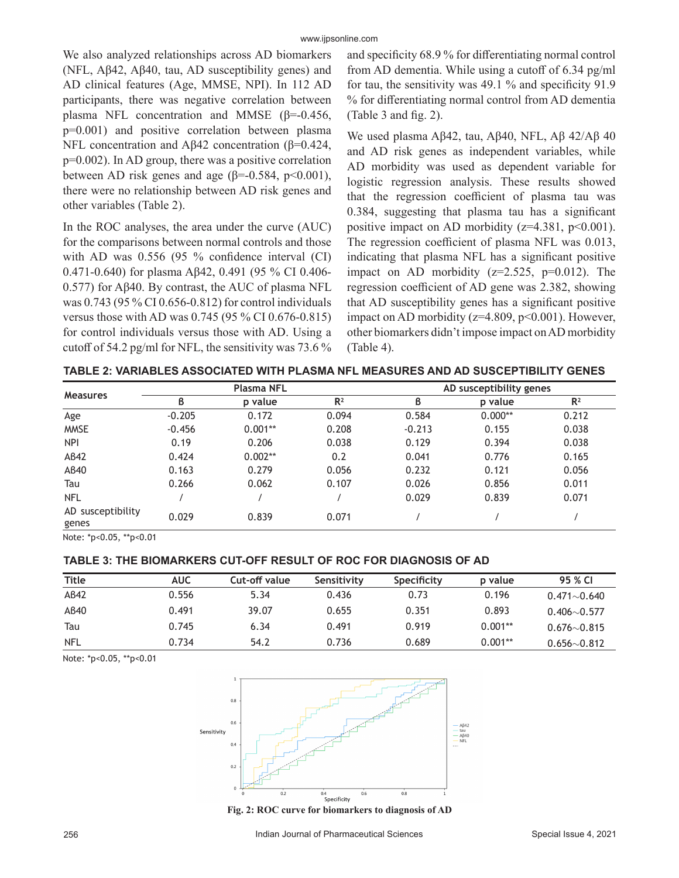We also analyzed relationships across AD biomarkers (NFL, Aβ42, Aβ40, tau, AD susceptibility genes) and AD clinical features (Age, MMSE, NPI). In 112 AD participants, there was negative correlation between plasma NFL concentration and MMSE (β=-0.456, p=0.001) and positive correlation between plasma NFL concentration and Aβ42 concentration (β=0.424, p=0.002). In AD group, there was a positive correlation between AD risk genes and age (β=-0.584, p<0.001), there were no relationship between AD risk genes and other variables (Table 2).

In the ROC analyses, the area under the curve (AUC) for the comparisons between normal controls and those with AD was 0.556 (95 % confidence interval (CI) 0.471-0.640) for plasma Aβ42, 0.491 (95 % CI 0.406-0.577) for Aβ40. By contrast, the AUC of plasma NFL was 0.743 (95 % CI 0.656-0.812) for control individuals versus those with AD was 0.745 (95 % CI 0.676-0.815) for control individuals versus those with AD. Using a cutoff of 54.2 pg/ml for NFL, the sensitivity was 73.6 % and specificity 68.9 % for differentiating normal control from AD dementia. While using a cutoff of 6.34 pg/ml for tau, the sensitivity was 49.1 % and specificity 91.9 % for differentiating normal control from AD dementia (Table 3 and fig. 2).

We used plasma Aβ42, tau, Aβ40, NFL, Aβ 42/Aβ 40 and AD risk genes as independent variables, while AD morbidity was used as dependent variable for logistic regression analysis. These results showed that the regression coefficient of plasma tau was 0.384, suggesting that plasma tau has a significant positive impact on AD morbidity (z=4.381, p<0.001). The regression coefficient of plasma NFL was 0.013, indicating that plasma NFL has a significant positive impact on AD morbidity (z=2.525, p=0.012). The regression coefficient of AD gene was 2.382, showing that AD susceptibility genes has a significant positive impact on AD morbidity (z=4.809, p<0.001). However, other biomarkers didn't impose impact on AD morbidity (Table 4).

**TABLE 2: VARIABLES ASSOCIATED WITH PLASMA NFL MEASURES AND AD SUSCEPTIBILITY GENES**

| Measures | Plasma NFL | | | AD susceptibility genes | | |
|---|---|---|---|---|---|---|
| | β | p value | $R^2$ | β | p value | $R^2$ |
| Age | -0.205 | 0.172 | 0.094 | 0.584 | 0.000** | 0.212 |
| MMSE | -0.456 | 0.001** | 0.208 | -0.213 | 0.155 | 0.038 |
| NPI | 0.19 | 0.206 | 0.038 | 0.129 | 0.394 | 0.038 |
| Aβ42 | 0.424 | 0.002** | 0.2 | 0.041 | 0.776 | 0.165 |
| Aβ40 | 0.163 | 0.279 | 0.056 | 0.232 | 0.121 | 0.056 |
| Tau | 0.266 | 0.062 | 0.107 | 0.026 | 0.856 | 0.011 |
| NFL | / | / | / | 0.029 | 0.839 | 0.071 |
| AD susceptibility genes | 0.029 | 0.839 | 0.071 | / | / | / |

Note: *p<0.05, **p<0.01

**TABLE 3: THE BIOMARKERS CUT-OFF RESULT OF ROC FOR DIAGNOSIS OF AD**

| Title | AUC | Cut-off value | Sensitivity | Specificity | p value | 95 % CI |
|---|---|---|---|---|---|---|
| Aβ42 | 0.556 | 5.34 | 0.436 | 0.73 | 0.196 | 0.471~0.640 |
| Aβ40 | 0.491 | 39.07 | 0.655 | 0.351 | 0.893 | 0.406~0.577 |
| Tau | 0.745 | 6.34 | 0.491 | 0.919 | 0.001** | 0.676~0.815 |
| NFL | 0.734 | 54.2 | 0.736 | 0.689 | 0.001** | 0.656~0.812 |

Note: *p<0.05, **p<0.01

Fig. 2: ROC curve for biomarkers to diagnosis of AD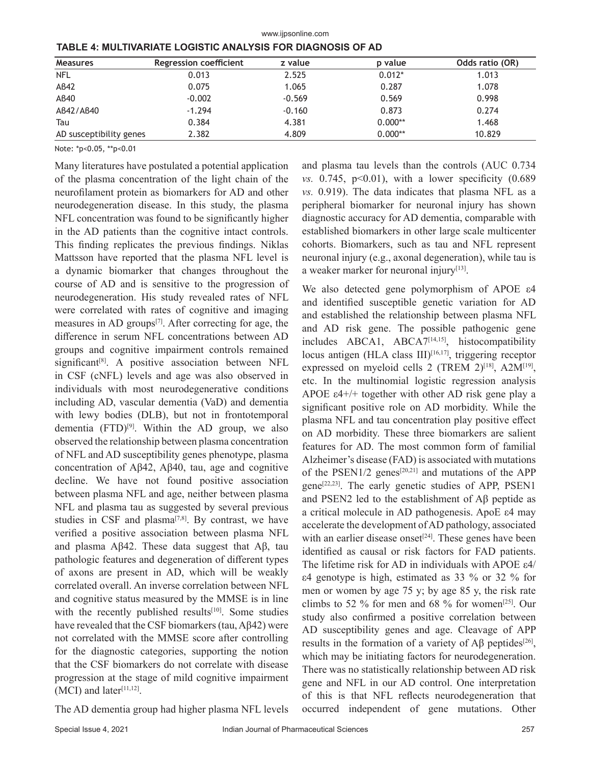**TABLE 4: MULTIVARIATE LOGISTIC ANALYSIS FOR DIAGNOSIS OF AD**

| Measures | Regression coefficient | z value | p value | Odds ratio (OR) |
|---|---|---|---|---|
| NFL | 0.013 | 2.525 | 0.012* | 1.013 |
| Aβ42 | 0.075 | 1.065 | 0.287 | 1.078 |
| Aβ40 | -0.002 | -0.569 | 0.569 | 0.998 |
| Aβ42/Aβ40 | -1.294 | -0.160 | 0.873 | 0.274 |
| Tau | 0.384 | 4.381 | 0.000** | 1.468 |
| AD susceptibility genes | 2.382 | 4.809 | 0.000** | 10.829 |

Note: *p<0.05, **p<0.01

Many literatures have postulated a potential application of the plasma concentration of the light chain of the neurofilament protein as biomarkers for AD and other neurodegeneration disease. In this study, the plasma NFL concentration was found to be significantly higher in the AD patients than the cognitive intact controls. This finding replicates the previous findings. Niklas Mattsson have reported that the plasma NFL level is a dynamic biomarker that changes throughout the course of AD and is sensitive to the progression of neurodegeneration. His study revealed rates of NFL were correlated with rates of cognitive and imaging measures in AD groups[7]. After correcting for age, the difference in serum NFL concentrations between AD groups and cognitive impairment controls remained significant[8]. A positive association between NFL in CSF (cNFL) levels and age was also observed in individuals with most neurodegenerative conditions including AD, vascular dementia (VaD) and dementia with lewy bodies (DLB), but not in frontotemporal dementia (FTD)[9]. Within the AD group, we also observed the relationship between plasma concentration of NFL and AD susceptibility genes phenotype, plasma concentration of Aβ42, Aβ40, tau, age and cognitive decline. We have not found positive association between plasma NFL and age, neither between plasma NFL and plasma tau as suggested by several previous studies in CSF and plasma[7,8]. By contrast, we have verified a positive association between plasma NFL and plasma Aβ42. These data suggest that Aβ, tau pathologic features and degeneration of different types of axons are present in AD, which will be weakly correlated overall. An inverse correlation between NFL and cognitive status measured by the MMSE is in line with the recently published results[10]. Some studies have revealed that the CSF biomarkers (tau, Aβ42) were not correlated with the MMSE score after controlling for the diagnostic categories, supporting the notion that the CSF biomarkers do not correlate with disease progression at the stage of mild cognitive impairment (MCI) and later[11,12].

The AD dementia group had higher plasma NFL levels and plasma tau levels than the controls (AUC 0.734 *vs.* 0.745, $p<0.01$), with a lower specificity (0.689 *vs.* 0.919). The data indicates that plasma NFL as a peripheral biomarker for neuronal injury has shown diagnostic accuracy for AD dementia, comparable with established biomarkers in other large scale multicenter cohorts. Biomarkers, such as tau and NFL represent neuronal injury (e.g., axonal degeneration), while tau is a weaker marker for neuronal injury[13].

We also detected gene polymorphism of APOE ε4 and identified susceptible genetic variation for AD and established the relationship between plasma NFL and AD risk gene. The possible pathogenic gene includes ABCA1, ABCA7[14,15], histocompatibility locus antigen (HLA class III)[16,17], triggering receptor expressed on myeloid cells 2 (TREM 2)[18], A2M[19], etc. In the multinomial logistic regression analysis APOE ε4+/+ together with other AD risk gene play a significant positive role on AD morbidity. While the plasma NFL and tau concentration play positive effect on AD morbidity. These three biomarkers are salient features for AD. The most common form of familial Alzheimer's disease (FAD) is associated with mutations of the PSEN1/2 genes[20,21] and mutations of the APP gene[22,23]. The early genetic studies of APP, PSEN1 and PSEN2 led to the establishment of Aβ peptide as a critical molecule in AD pathogenesis. ApoE ε4 may accelerate the development of AD pathology, associated with an earlier disease onset[24]. These genes have been identified as causal or risk factors for FAD patients. The lifetime risk for AD in individuals with APOE ε4/ε4 genotype is high, estimated as 33 % or 32 % for men or women by age 75 y; by age 85 y, the risk rate climbs to 52 % for men and 68 % for women[25]. Our study also confirmed a positive correlation between AD susceptibility genes and age. Cleavage of APP results in the formation of a variety of Aβ peptides[26], which may be initiating factors for neurodegeneration. There was no statistically relationship between AD risk gene and NFL in our AD control. One interpretation of this is that NFL reflects neurodegeneration that occurred independent of gene mutations. Other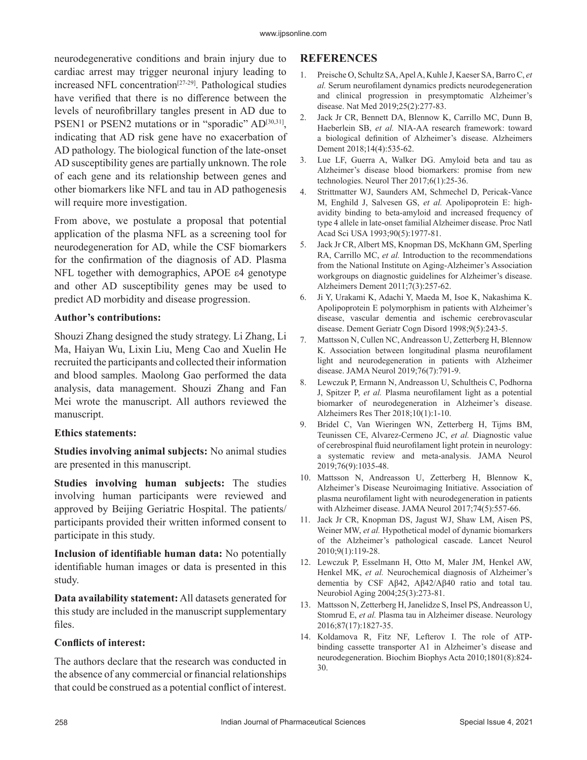neurodegenerative conditions and brain injury due to cardiac arrest may trigger neuronal injury leading to increased NFL concentration[27-29]. Pathological studies have verified that there is no difference between the levels of neurofibrillary tangles present in AD due to PSEN1 or PSEN2 mutations or in "sporadic" AD[30,31], indicating that AD risk gene have no exacerbation of AD pathology. The biological function of the late-onset AD susceptibility genes are partially unknown. The role of each gene and its relationship between genes and other biomarkers like NFL and tau in AD pathogenesis will require more investigation.

From above, we postulate a proposal that potential application of the plasma NFL as a screening tool for neurodegeneration for AD, while the CSF biomarkers for the confirmation of the diagnosis of AD. Plasma NFL together with demographics, APOE ε4 genotype and other AD susceptibility genes may be used to predict AD morbidity and disease progression.

**Author's contributions:**

Shouzi Zhang designed the study strategy. Li Zhang, Li Ma, Haiyan Wu, Lixin Liu, Meng Cao and Xuelin He recruited the participants and collected their information and blood samples. Maolong Gao performed the data analysis, data management. Shouzi Zhang and Fan Mei wrote the manuscript. All authors reviewed the manuscript.

**Ethics statements:**

**Studies involving animal subjects:** No animal studies are presented in this manuscript.

**Studies involving human subjects:** The studies involving human participants were reviewed and approved by Beijing Geriatric Hospital. The patients/participants provided their written informed consent to participate in this study.

**Inclusion of identifiable human data:** No potentially identifiable human images or data is presented in this study.

**Data availability statement:** All datasets generated for this study are included in the manuscript supplementary files.

**Conflicts of interest:**

The authors declare that the research was conducted in the absence of any commercial or financial relationships that could be construed as a potential conflict of interest.

## REFERENCES

1. Preische O, Schultz SA, Apel A, Kuhle J, Kaeser SA, Barro C, *et al.* Serum neurofilament dynamics predicts neurodegeneration and clinical progression in presymptomatic Alzheimer's disease. Nat Med 2019;25(2):277-83.
2. Jack Jr CR, Bennett DA, Blennow K, Carrillo MC, Dunn B, Haeberlein SB, *et al.* NIA-AA research framework: toward a biological definition of Alzheimer's disease. Alzheimers Dement 2018;14(4):535-62.
3. Lue LF, Guerra A, Walker DG. Amyloid beta and tau as Alzheimer's disease blood biomarkers: promise from new technologies. Neurol Ther 2017;6(1):25-36.
4. Strittmatter WJ, Saunders AM, Schmechel D, Pericak-Vance M, Enghild J, Salvesen GS, *et al.* Apolipoprotein E: high-avidity binding to beta-amyloid and increased frequency of type 4 allele in late-onset familial Alzheimer disease. Proc Natl Acad Sci USA 1993;90(5):1977-81.
5. Jack Jr CR, Albert MS, Knopman DS, McKhann GM, Sperling RA, Carrillo MC, *et al.* Introduction to the recommendations from the National Institute on Aging-Alzheimer's Association workgroups on diagnostic guidelines for Alzheimer's disease. Alzheimers Dement 2011;7(3):257-62.
6. Ji Y, Urakami K, Adachi Y, Maeda M, Isoe K, Nakashima K. Apolipoprotein E polymorphism in patients with Alzheimer's disease, vascular dementia and ischemic cerebrovascular disease. Dement Geriatr Cogn Disord 1998;9(5):243-5.
7. Mattsson N, Cullen NC, Andreasson U, Zetterberg H, Blennow K. Association between longitudinal plasma neurofilament light and neurodegeneration in patients with Alzheimer disease. JAMA Neurol 2019;76(7):791-9.
8. Lewczuk P, Ermann N, Andreasson U, Schultheis C, Podhorna J, Spitzer P, *et al.* Plasma neurofilament light as a potential biomarker of neurodegeneration in Alzheimer's disease. Alzheimers Res Ther 2018;10(1):1-10.
9. Bridel C, Van Wieringen WN, Zetterberg H, Tijms BM, Teunissen CE, Alvarez-Cermeno JC, *et al.* Diagnostic value of cerebrospinal fluid neurofilament light protein in neurology: a systematic review and meta-analysis. JAMA Neurol 2019;76(9):1035-48.
10. Mattsson N, Andreasson U, Zetterberg H, Blennow K, Alzheimer's Disease Neuroimaging Initiative. Association of plasma neurofilament light with neurodegeneration in patients with Alzheimer disease. JAMA Neurol 2017;74(5):557-66.
11. Jack Jr CR, Knopman DS, Jagust WJ, Shaw LM, Aisen PS, Weiner MW, *et al.* Hypothetical model of dynamic biomarkers of the Alzheimer's pathological cascade. Lancet Neurol 2010;9(1):119-28.
12. Lewczuk P, Esselmann H, Otto M, Maler JM, Henkel AW, Henkel MK, *et al.* Neurochemical diagnosis of Alzheimer's dementia by CSF Aβ42, Aβ42/Aβ40 ratio and total tau. Neurobiol Aging 2004;25(3):273-81.
13. Mattsson N, Zetterberg H, Janelidze S, Insel PS, Andreasson U, Stomrud E, *et al.* Plasma tau in Alzheimer disease. Neurology 2016;87(17):1827-35.
14. Koldamova R, Fitz NF, Lefterov I. The role of ATP-binding cassette transporter A1 in Alzheimer's disease and neurodegeneration. Biochim Biophys Acta 2010;1801(8):824-30.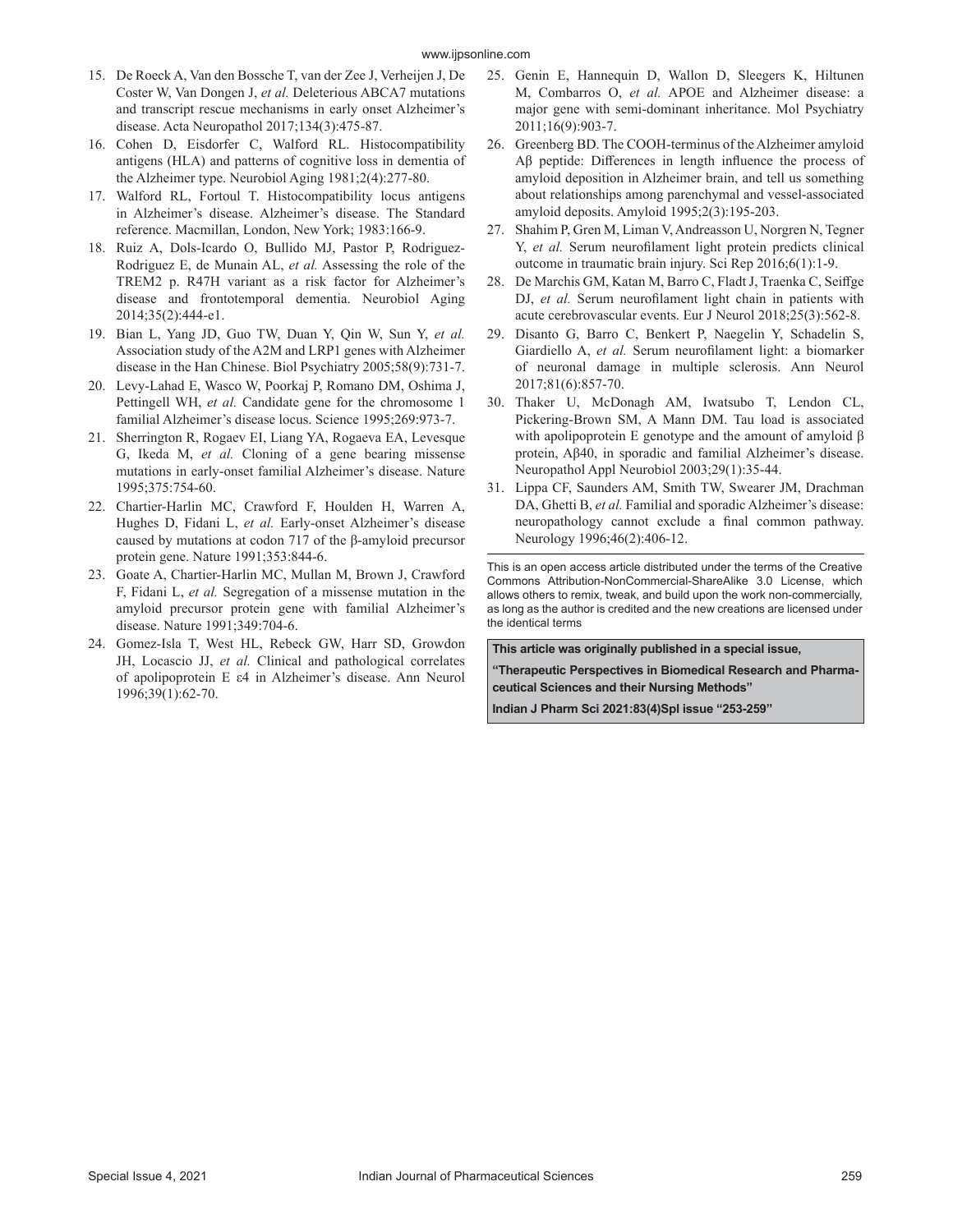15. De Roeck A, Van den Bossche T, van der Zee J, Verheijen J, De Coster W, Van Dongen J, *et al.* Deleterious ABCA7 mutations and transcript rescue mechanisms in early onset Alzheimer's disease. Acta Neuropathol 2017;134(3):475-87.
16. Cohen D, Eisdorfer C, Walford RL. Histocompatibility antigens (HLA) and patterns of cognitive loss in dementia of the Alzheimer type. Neurobiol Aging 1981;2(4):277-80.
17. Walford RL, Fortoul T. Histocompatibility locus antigens in Alzheimer's disease. Alzheimer's disease. The Standard reference. Macmillan, London, New York; 1983:166-9.
18. Ruiz A, Dols-Icardo O, Bullido MJ, Pastor P, Rodriguez-Rodriguez E, de Munain AL, *et al.* Assessing the role of the TREM2 p. R47H variant as a risk factor for Alzheimer's disease and frontotemporal dementia. Neurobiol Aging 2014;35(2):444-e1.
19. Bian L, Yang JD, Guo TW, Duan Y, Qin W, Sun Y, *et al.* Association study of the A2M and LRP1 genes with Alzheimer disease in the Han Chinese. Biol Psychiatry 2005;58(9):731-7.
20. Levy-Lahad E, Wasco W, Poorkaj P, Romano DM, Oshima J, Pettingell WH, *et al.* Candidate gene for the chromosome 1 familial Alzheimer's disease locus. Science 1995;269:973-7.
21. Sherrington R, Rogaev EI, Liang YA, Rogaeva EA, Levesque G, Ikeda M, *et al.* Cloning of a gene bearing missense mutations in early-onset familial Alzheimer's disease. Nature 1995;375:754-60.
22. Chartier-Harlin MC, Crawford F, Houlden H, Warren A, Hughes D, Fidani L, *et al.* Early-onset Alzheimer's disease caused by mutations at codon 717 of the β-amyloid precursor protein gene. Nature 1991;353:844-6.
23. Goate A, Chartier-Harlin MC, Mullan M, Brown J, Crawford F, Fidani L, *et al.* Segregation of a missense mutation in the amyloid precursor protein gene with familial Alzheimer's disease. Nature 1991;349:704-6.
24. Gomez-Isla T, West HL, Rebeck GW, Harr SD, Growdon JH, Locascio JJ, *et al.* Clinical and pathological correlates of apolipoprotein E ε4 in Alzheimer's disease. Ann Neurol 1996;39(1):62-70.
25. Genin E, Hannequin D, Wallon D, Sleegers K, Hiltunen M, Combarros O, *et al.* APOE and Alzheimer disease: a major gene with semi-dominant inheritance. Mol Psychiatry 2011;16(9):903-7.
26. Greenberg BD. The COOH-terminus of the Alzheimer amyloid Aβ peptide: Differences in length influence the process of amyloid deposition in Alzheimer brain, and tell us something about relationships among parenchymal and vessel-associated amyloid deposits. Amyloid 1995;2(3):195-203.
27. Shahim P, Gren M, Liman V, Andreasson U, Norgren N, Tegner Y, *et al.* Serum neurofilament light protein predicts clinical outcome in traumatic brain injury. Sci Rep 2016;6(1):1-9.
28. De Marchis GM, Katan M, Barro C, Fladt J, Traenka C, Seiffge DJ, *et al.* Serum neurofilament light chain in patients with acute cerebrovascular events. Eur J Neurol 2018;25(3):562-8.
29. Disanto G, Barro C, Benkert P, Naegelin Y, Schadelin S, Giardiello A, *et al.* Serum neurofilament light: a biomarker of neuronal damage in multiple sclerosis. Ann Neurol 2017;81(6):857-70.
30. Thaker U, McDonagh AM, Iwatsubo T, Lendon CL, Pickering-Brown SM, A Mann DM. Tau load is associated with apolipoprotein E genotype and the amount of amyloid β protein, Aβ40, in sporadic and familial Alzheimer's disease. Neuropathol Appl Neurobiol 2003;29(1):35-44.
31. Lippa CF, Saunders AM, Smith TW, Swearer JM, Drachman DA, Ghetti B, *et al.* Familial and sporadic Alzheimer's disease: neuropathology cannot exclude a final common pathway. Neurology 1996;46(2):406-12.

This is an open access article distributed under the terms of the Creative Commons Attribution-NonCommercial-ShareAlike 3.0 License, which allows others to remix, tweak, and build upon the work non-commercially, as long as the author is credited and the new creations are licensed under the identical terms

**This article was originally published in a special issue,**

**"Therapeutic Perspectives in Biomedical Research and Pharmaceutical Sciences and their Nursing Methods"**

**Indian J Pharm Sci 2021:83(4)Spl issue "253-259"**